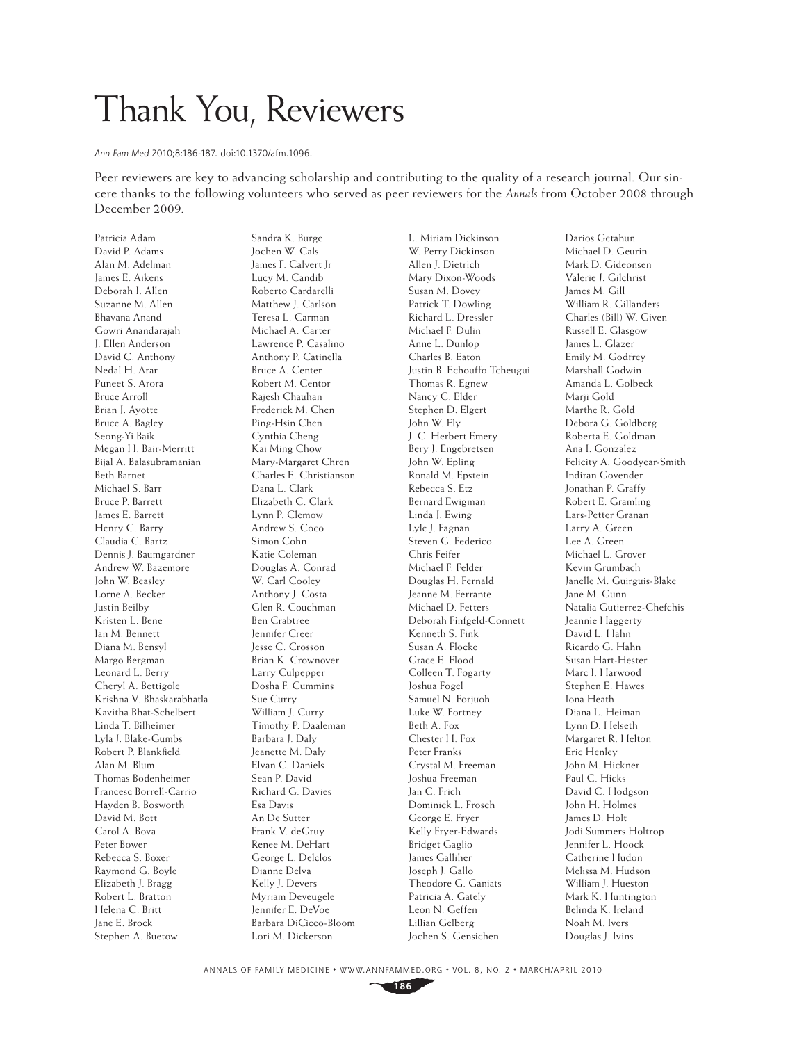# Thank You, Reviewers

*Ann Fam Med* 2010;8:186-187. doi:10.1370/afm.1096.

Peer reviewers are key to advancing scholarship and contributing to the quality of a research journal. Our sincere thanks to the following volunteers who served as peer reviewers for the *Annals* from October 2008 through December 2009.

Patricia Adam
David P. Adams
Alan M. Adelman
James E. Aikens
Deborah I. Allen
Suzanne M. Allen
Bhavana Anand
Gowri Anandarajah
J. Ellen Anderson
David C. Anthony
Nedal H. Arar
Puneet S. Arora
Bruce Arroll
Brian J. Ayotte
Bruce A. Bagley
Seong-Yi Baik
Megan H. Bair-Merritt
Bijal A. Balasubramanian
Beth Barnet
Michael S. Barr
Bruce P. Barrett
James E. Barrett
Henry C. Barry
Claudia C. Bartz
Dennis J. Baumgardner
Andrew W. Bazemore
John W. Beasley
Lorne A. Becker
Justin Beilby
Kristen L. Bene
Ian M. Bennett
Diana M. Bensyl
Margo Bergman
Leonard L. Berry
Cheryl A. Bettigole
Krishna V. Bhaskarabhatla
Kavitha Bhat-Schelbert
Linda T. Bilheimer
Lyla J. Blake-Gumbs
Robert P. Blankfield
Alan M. Blum
Thomas Bodenheimer
Francesc Borrell-Carrio
Hayden B. Bosworth
David M. Bott
Carol A. Bova
Peter Bower
Rebecca S. Boxer
Raymond G. Boyle
Elizabeth J. Bragg
Robert L. Bratton
Helena C. Britt
Jane E. Brock
Stephen A. Buetow
Sandra K. Burge
Jochen W. Cals
James F. Calvert Jr
Lucy M. Candib
Roberto Cardarelli
Matthew J. Carlson
Teresa L. Carman
Michael A. Carter
Lawrence P. Casalino
Anthony P. Catinella
Bruce A. Center
Robert M. Centor
Rajesh Chauhan
Frederick M. Chen
Ping-Hsin Chen
Cynthia Cheng
Kai Ming Chow
Mary-Margaret Chren
Charles E. Christianson
Dana L. Clark
Elizabeth C. Clark
Lynn P. Clemow
Andrew S. Coco
Simon Cohn
Katie Coleman
Douglas A. Conrad
W. Carl Cooley
Anthony J. Costa
Glen R. Couchman
Ben Crabtree
Jennifer Creer
Jesse C. Crosson
Brian K. Crownover
Larry Culpepper
Dosha F. Cummins
Sue Curry
William J. Curry
Timothy P. Daaleman
Barbara J. Daly
Jeanette M. Daly
Elvan C. Daniels
Sean P. David
Richard G. Davies
Esa Davis
An De Sutter
Frank V. deGruy
Renee M. DeHart
George L. Delclos
Dianne Delva
Kelly J. Devers
Myriam Deveugele
Jennifer E. DeVoe
Barbara DiCicco-Bloom
Lori M. Dickerson
L. Miriam Dickinson
W. Perry Dickinson
Allen J. Dietrich
Mary Dixon-Woods
Susan M. Dovey
Patrick T. Dowling
Richard L. Dressler
Michael F. Dulin
Anne L. Dunlop
Charles B. Eaton
Justin B. Echouffo Tcheugui
Thomas R. Egnew
Nancy C. Elder
Stephen D. Elgert
John W. Ely
J. C. Herbert Emery
Bery J. Engebretsen
John W. Epling
Ronald M. Epstein
Rebecca S. Etz
Bernard Ewigman
Linda J. Ewing
Lyle J. Fagnan
Steven G. Federico
Chris Feifer
Michael F. Felder
Douglas H. Fernald
Jeanne M. Ferrante
Michael D. Fetters
Deborah Finfgeld-Connett
Kenneth S. Fink
Susan A. Flocke
Grace E. Flood
Colleen T. Fogarty
Joshua Fogel
Samuel N. Forjuoh
Luke W. Fortney
Beth A. Fox
Chester H. Fox
Peter Franks
Crystal M. Freeman
Joshua Freeman
Jan C. Frich
Dominick L. Frosch
George E. Fryer
Kelly Fryer-Edwards
Bridget Gaglio
James Galliher
Joseph J. Gallo
Theodore G. Ganiats
Patricia A. Gately
Leon N. Geffen
Lillian Gelberg
Jochen S. Gensichen
Darios Getahun
Michael D. Geurin
Mark D. Gideonsen
Valerie J. Gilchrist
James M. Gill
William R. Gillanders
Charles (Bill) W. Given
Russell E. Glasgow
James L. Glazer
Emily M. Godfrey
Marshall Godwin
Amanda L. Golbeck
Marji Gold
Marthe R. Gold
Debora G. Goldberg
Roberta E. Goldman
Ana I. Gonzalez
Felicity A. Goodyear-Smith
Indiran Govender
Jonathan P. Graffy
Robert E. Gramling
Lars-Petter Granan
Larry A. Green
Lee A. Green
Michael L. Grover
Kevin Grumbach
Janelle M. Guirguis-Blake
Jane M. Gunn
Natalia Gutierrez-Chefchis
Jeannie Haggerty
David L. Hahn
Ricardo G. Hahn
Susan Hart-Hester
Marc I. Harwood
Stephen E. Hawes
Iona Heath
Diana L. Heiman
Lynn D. Helseth
Margaret R. Helton
Eric Henley
John M. Hickner
Paul C. Hicks
David C. Hodgson
John H. Holmes
James D. Holt
Jodi Summers Holtrop
Jennifer L. Hoock
Catherine Hudon
Melissa M. Hudson
William J. Hueston
Mark K. Huntington
Belinda K. Ireland
Noah M. Ivers
Douglas J. Ivins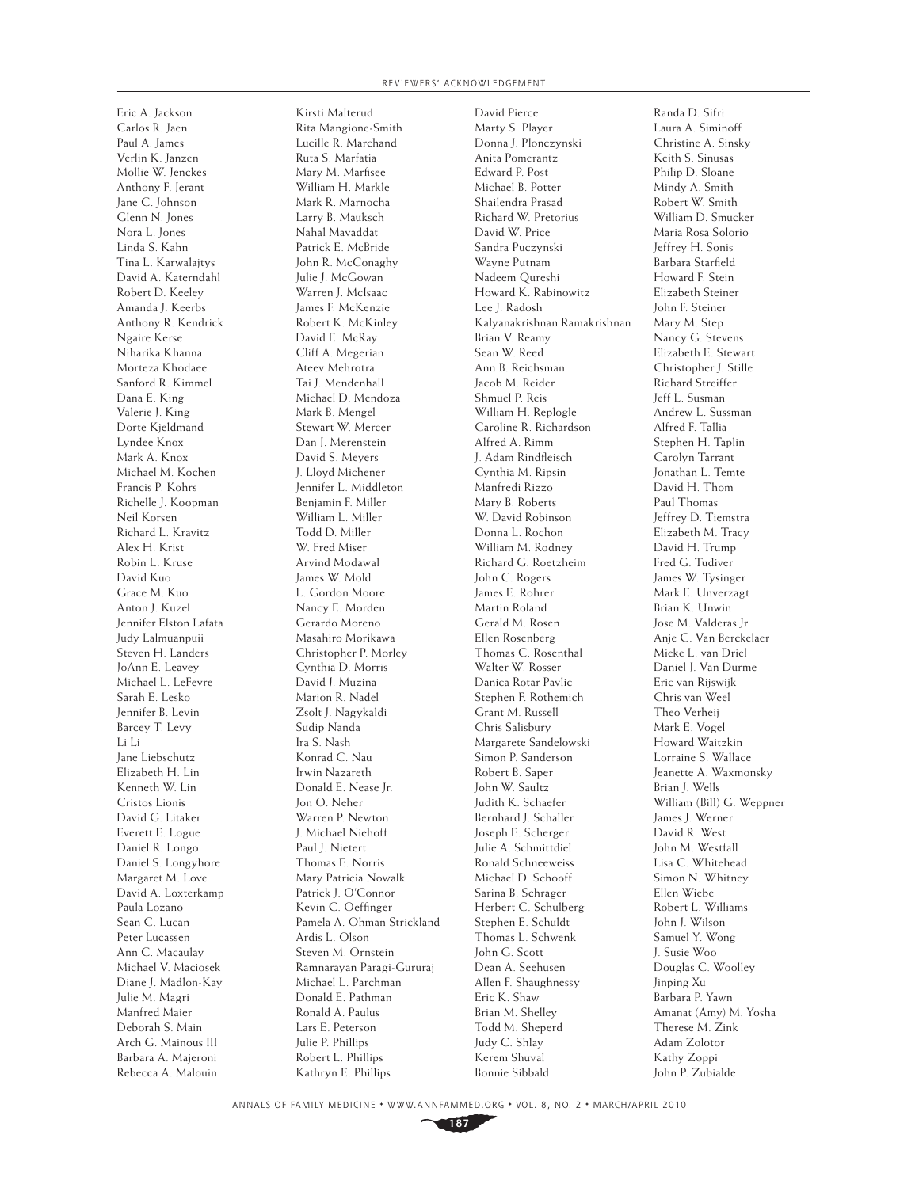Eric A. Jackson
Carlos R. Jaen
Paul A. James
Verlin K. Janzen
Mollie W. Jenckes
Anthony F. Jerant
Jane C. Johnson
Glenn N. Jones
Nora L. Jones
Linda S. Kahn
Tina L. Karwalajtys
David A. Katerndahl
Robert D. Keeley
Amanda J. Keerbs
Anthony R. Kendrick
Ngaire Kerse
Niharika Khanna
Morteza Khodaee
Sanford R. Kimmel
Dana E. King
Valerie J. King
Dorte Kjeldmand
Lyndee Knox
Mark A. Knox
Michael M. Kochen
Francis P. Kohrs
Richelle J. Koopman
Neil Korsen
Richard L. Kravitz
Alex H. Krist
Robin L. Kruse
David Kuo
Grace M. Kuo
Anton J. Kuzel
Jennifer Elston Lafata
Judy Lalmuanpuii
Steven H. Landers
JoAnn E. Leavey
Michael L. LeFevre
Sarah E. Lesko
Jennifer B. Levin
Barcey T. Levy
Li Li
Jane Liebschutz
Elizabeth H. Lin
Kenneth W. Lin
Cristos Lionis
David G. Litaker
Everett E. Logue
Daniel R. Longo
Daniel S. Longyhore
Margaret M. Love
David A. Loxterkamp
Paula Lozano
Sean C. Lucan
Peter Lucassen
Ann C. Macaulay
Michael V. Maciosek
Diane J. Madlon-Kay
Julie M. Magri
Manfred Maier
Deborah S. Main
Arch G. Mainous III
Barbara A. Majeroni
Rebecca A. Malouin
Kirsti Malterud
Rita Mangione-Smith
Lucille R. Marchand
Ruta S. Marfatia
Mary M. Marfisee
William H. Markle
Mark R. Marnocha
Larry B. Mauksch
Nahal Mavaddat
Patrick E. McBride
John R. McConaghy
Julie J. McGowan
Warren J. McIsaac
James F. McKenzie
Robert K. McKinley
David E. McRay
Cliff A. Megerian
Ateev Mehrotra
Tai J. Mendenhall
Michael D. Mendoza
Mark B. Mengel
Stewart W. Mercer
Dan J. Merenstein
David S. Meyers
J. Lloyd Michener
Jennifer L. Middleton
Benjamin F. Miller
William L. Miller
Todd D. Miller
W. Fred Miser
Arvind Modawal
James W. Mold
L. Gordon Moore
Nancy E. Morden
Gerardo Moreno
Masahiro Morikawa
Christopher P. Morley
Cynthia D. Morris
David J. Muzina
Marion R. Nadel
Zsolt J. Nagykaldi
Sudip Nanda
Ira S. Nash
Konrad C. Nau
Irwin Nazareth
Donald E. Nease Jr.
Jon O. Neher
Warren P. Newton
J. Michael Niehoff
Paul J. Nietert
Thomas E. Norris
Mary Patricia Nowalk
Patrick J. O'Connor
Kevin C. Oeffinger
Pamela A. Ohman Strickland
Ardis L. Olson
Steven M. Ornstein
Ramnarayan Paragi-Gururaj
Michael L. Parchman
Donald E. Pathman
Ronald A. Paulus
Lars E. Peterson
Julie P. Phillips
Robert L. Phillips
Kathryn E. Phillips
David Pierce
Marty S. Player
Donna J. Plonczynski
Anita Pomerantz
Edward P. Post
Michael B. Potter
Shailendra Prasad
Richard W. Pretorius
David W. Price
Sandra Puczynski
Wayne Putnam
Nadeem Qureshi
Howard K. Rabinowitz
Lee J. Radosh
Kalyanakrishnan Ramakrishnan
Brian V. Reamy
Sean W. Reed
Ann B. Reichsman
Jacob M. Reider
Shmuel P. Reis
William H. Replogle
Caroline R. Richardson
Alfred A. Rimm
J. Adam Rindfleisch
Cynthia M. Ripsin
Manfredi Rizzo
Mary B. Roberts
W. David Robinson
Donna L. Rochon
William M. Rodney
Richard G. Roetzheim
John C. Rogers
James E. Rohrer
Martin Roland
Gerald M. Rosen
Ellen Rosenberg
Thomas C. Rosenthal
Walter W. Rosser
Danica Rotar Pavlic
Stephen F. Rothemich
Grant M. Russell
Chris Salisbury
Margarete Sandelowski
Simon P. Sanderson
Robert B. Saper
John W. Saultz
Judith K. Schaefer
Bernhard J. Schaller
Joseph E. Scherger
Julie A. Schmittdiel
Ronald Schneeweiss
Michael D. Schooff
Sarina B. Schrager
Herbert C. Schulberg
Stephen E. Schuldt
Thomas L. Schwenk
John G. Scott
Dean A. Seehusen
Allen F. Shaughnessy
Eric K. Shaw
Brian M. Shelley
Todd M. Sheperd
Judy C. Shlay
Kerem Shuval
Bonnie Sibbald
Randa D. Sifri
Laura A. Siminoff
Christine A. Sinsky
Keith S. Sinusas
Philip D. Sloane
Mindy A. Smith
Robert W. Smith
William D. Smucker
Maria Rosa Solorio
Jeffrey H. Sonis
Barbara Starfield
Howard F. Stein
Elizabeth Steiner
John F. Steiner
Mary M. Step
Nancy G. Stevens
Elizabeth E. Stewart
Christopher J. Stille
Richard Streiffer
Jeff L. Susman
Andrew L. Sussman
Alfred F. Tallia
Stephen H. Taplin
Carolyn Tarrant
Jonathan L. Temte
David H. Thom
Paul Thomas
Jeffrey D. Tiemstra
Elizabeth M. Tracy
David H. Trump
Fred G. Tudiver
James W. Tysinger
Mark E. Unverzagt
Brian K. Unwin
Jose M. Valderas Jr.
Anje C. Van Berckelaer
Mieke L. van Driel
Daniel J. Van Durme
Eric van Rijswijk
Chris van Weel
Theo Verheij
Mark E. Vogel
Howard Waitzkin
Lorraine S. Wallace
Jeanette A. Waxmonsky
Brian J. Wells
William (Bill) G. Weppner
James J. Werner
David R. West
John M. Westfall
Lisa C. Whitehead
Simon N. Whitney
Ellen Wiebe
Robert L. Williams
John J. Wilson
Samuel Y. Wong
J. Susie Woo
Douglas C. Woolley
Jinping Xu
Barbara P. Yawn
Amanat (Amy) M. Yosha
Therese M. Zink
Adam Zolotor
Kathy Zoppi
John P. Zubialde